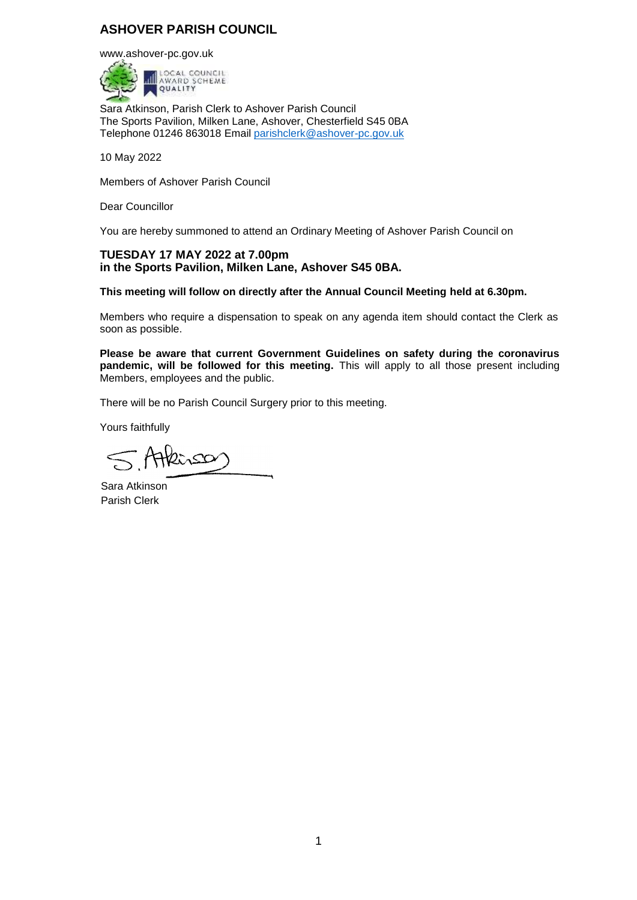# ASHOVER PARISH COUNCIL

www.ashover-pc.gov.uk

LOCAL COUNCIL AWARD SCHEME QUALITY

Sara Atkinson, Parish Clerk to Ashover Parish Council
The Sports Pavilion, Milken Lane, Ashover, Chesterfield S45 0BA
Telephone 01246 863018 Email parishclerk@ashover-pc.gov.uk

10 May 2022

Members of Ashover Parish Council

Dear Councillor

You are hereby summoned to attend an Ordinary Meeting of Ashover Parish Council on

**TUESDAY 17 MAY 2022 at 7.00pm**
**in the Sports Pavilion, Milken Lane, Ashover S45 0BA.**

**This meeting will follow on directly after the Annual Council Meeting held at 6.30pm.**

Members who require a dispensation to speak on any agenda item should contact the Clerk as soon as possible.

**Please be aware that current Government Guidelines on safety during the coronavirus pandemic, will be followed for this meeting.** This will apply to all those present including Members, employees and the public.

There will be no Parish Council Surgery prior to this meeting.

Yours faithfully

S. Atkinson

Sara Atkinson
Parish Clerk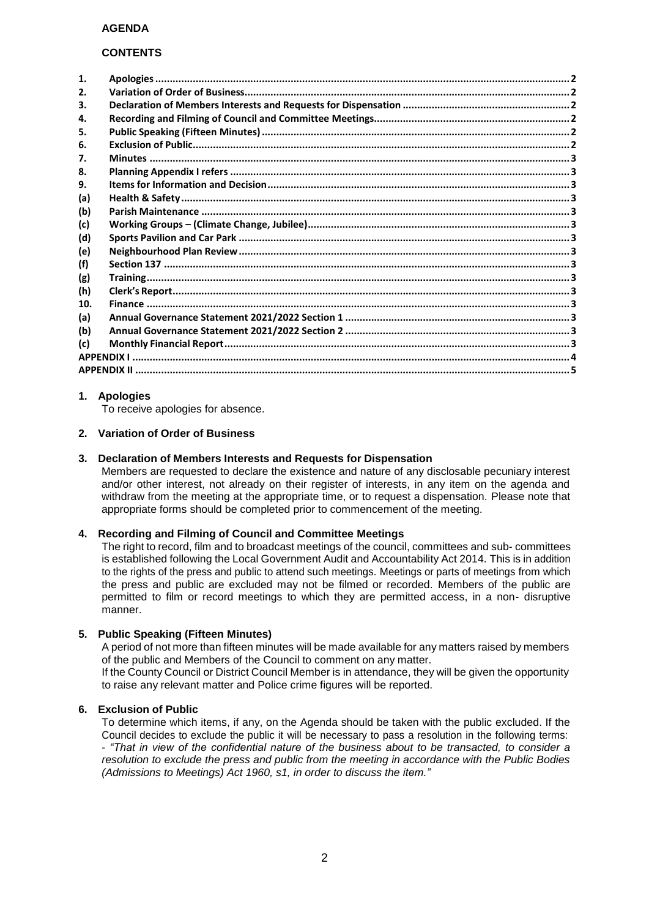**AGENDA**

**CONTENTS**

| | | |
|---|---|---|
| **1.** | **Apologies** | **2** |
| **2.** | **Variation of Order of Business** | **2** |
| **3.** | **Declaration of Members Interests and Requests for Dispensation** | **2** |
| **4.** | **Recording and Filming of Council and Committee Meetings** | **2** |
| **5.** | **Public Speaking (Fifteen Minutes)** | **2** |
| **6.** | **Exclusion of Public** | **2** |
| **7.** | **Minutes** | **3** |
| **8.** | **Planning Appendix I refers** | **3** |
| **9.** | **Items for Information and Decision** | **3** |
| **(a)** | **Health & Safety** | **3** |
| **(b)** | **Parish Maintenance** | **3** |
| **(c)** | **Working Groups – (Climate Change, Jubilee)** | **3** |
| **(d)** | **Sports Pavilion and Car Park** | **3** |
| **(e)** | **Neighbourhood Plan Review** | **3** |
| **(f)** | **Section 137** | **3** |
| **(g)** | **Training** | **3** |
| **(h)** | **Clerk's Report** | **3** |
| **10.** | **Finance** | **3** |
| **(a)** | **Annual Governance Statement 2021/2022 Section 1** | **3** |
| **(b)** | **Annual Governance Statement 2021/2022 Section 2** | **3** |
| **(c)** | **Monthly Financial Report** | **3** |
| **APPENDIX I** | | **4** |
| **APPENDIX II** | | **5** |

## 1. Apologies

To receive apologies for absence.

## 2. Variation of Order of Business

## 3. Declaration of Members Interests and Requests for Dispensation

Members are requested to declare the existence and nature of any disclosable pecuniary interest and/or other interest, not already on their register of interests, in any item on the agenda and withdraw from the meeting at the appropriate time, or to request a dispensation. Please note that appropriate forms should be completed prior to commencement of the meeting.

## 4. Recording and Filming of Council and Committee Meetings

The right to record, film and to broadcast meetings of the council, committees and sub- committees is established following the Local Government Audit and Accountability Act 2014. This is in addition to the rights of the press and public to attend such meetings. Meetings or parts of meetings from which the press and public are excluded may not be filmed or recorded. Members of the public are permitted to film or record meetings to which they are permitted access, in a non- disruptive manner.

## 5. Public Speaking (Fifteen Minutes)

A period of not more than fifteen minutes will be made available for any matters raised by members of the public and Members of the Council to comment on any matter.

If the County Council or District Council Member is in attendance, they will be given the opportunity to raise any relevant matter and Police crime figures will be reported.

## 6. Exclusion of Public

To determine which items, if any, on the Agenda should be taken with the public excluded. If the Council decides to exclude the public it will be necessary to pass a resolution in the following terms: - *"That in view of the confidential nature of the business about to be transacted, to consider a resolution to exclude the press and public from the meeting in accordance with the Public Bodies (Admissions to Meetings) Act 1960, s1, in order to discuss the item."*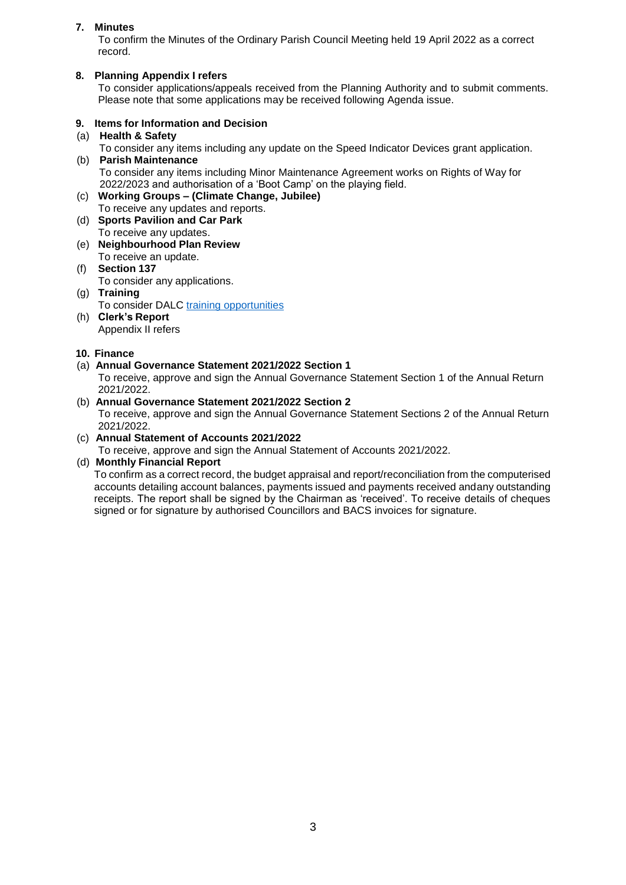**7. Minutes**

To confirm the Minutes of the Ordinary Parish Council Meeting held 19 April 2022 as a correct record.

**8. Planning Appendix I refers**

To consider applications/appeals received from the Planning Authority and to submit comments. Please note that some applications may be received following Agenda issue.

**9. Items for Information and Decision**

(a) **Health & Safety**
To consider any items including any update on the Speed Indicator Devices grant application.

(b) **Parish Maintenance**
To consider any items including Minor Maintenance Agreement works on Rights of Way for 2022/2023 and authorisation of a 'Boot Camp' on the playing field.

(c) **Working Groups – (Climate Change, Jubilee)**
To receive any updates and reports.

(d) **Sports Pavilion and Car Park**
To receive any updates.

(e) **Neighbourhood Plan Review**
To receive an update.

(f) **Section 137**
To consider any applications.

(g) **Training**
To consider DALC training opportunities

(h) **Clerk's Report**
Appendix II refers

**10. Finance**

(a) **Annual Governance Statement 2021/2022 Section 1**
To receive, approve and sign the Annual Governance Statement Section 1 of the Annual Return 2021/2022.

(b) **Annual Governance Statement 2021/2022 Section 2**
To receive, approve and sign the Annual Governance Statement Sections 2 of the Annual Return 2021/2022.

(c) **Annual Statement of Accounts 2021/2022**
To receive, approve and sign the Annual Statement of Accounts 2021/2022.

(d) **Monthly Financial Report**
To confirm as a correct record, the budget appraisal and report/reconciliation from the computerised accounts detailing account balances, payments issued and payments received andany outstanding receipts. The report shall be signed by the Chairman as 'received'. To receive details of cheques signed or for signature by authorised Councillors and BACS invoices for signature.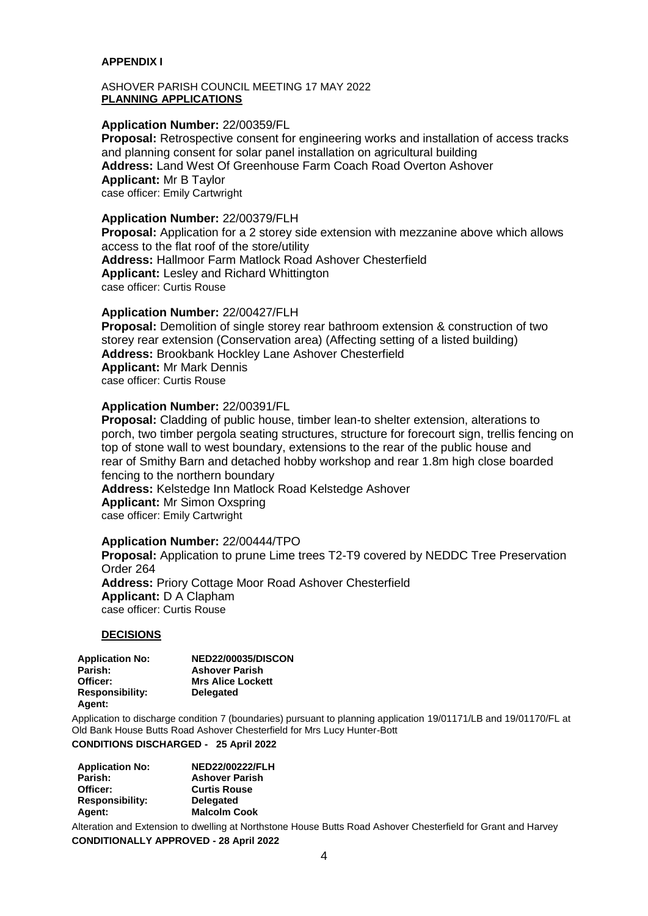**APPENDIX I**

ASHOVER PARISH COUNCIL MEETING 17 MAY 2022
**PLANNING APPLICATIONS**

**Application Number:** 22/00359/FL
**Proposal:** Retrospective consent for engineering works and installation of access tracks and planning consent for solar panel installation on agricultural building
**Address:** Land West Of Greenhouse Farm Coach Road Overton Ashover
**Applicant:** Mr B Taylor
case officer: Emily Cartwright

**Application Number:** 22/00379/FLH
**Proposal:** Application for a 2 storey side extension with mezzanine above which allows access to the flat roof of the store/utility
**Address:** Hallmoor Farm Matlock Road Ashover Chesterfield
**Applicant:** Lesley and Richard Whittington
case officer: Curtis Rouse

**Application Number:** 22/00427/FLH
**Proposal:** Demolition of single storey rear bathroom extension & construction of two storey rear extension (Conservation area) (Affecting setting of a listed building)
**Address:** Brookbank Hockley Lane Ashover Chesterfield
**Applicant:** Mr Mark Dennis
case officer: Curtis Rouse

**Application Number:** 22/00391/FL
**Proposal:** Cladding of public house, timber lean-to shelter extension, alterations to porch, two timber pergola seating structures, structure for forecourt sign, trellis fencing on top of stone wall to west boundary, extensions to the rear of the public house and rear of Smithy Barn and detached hobby workshop and rear 1.8m high close boarded fencing to the northern boundary
**Address:** Kelstedge Inn Matlock Road Kelstedge Ashover
**Applicant:** Mr Simon Oxspring
case officer: Emily Cartwright

**Application Number:** 22/00444/TPO
**Proposal:** Application to prune Lime trees T2-T9 covered by NEDDC Tree Preservation Order 264
**Address:** Priory Cottage Moor Road Ashover Chesterfield
**Applicant:** D A Clapham
case officer: Curtis Rouse

**DECISIONS**

| | |
|---|---|
| **Application No:** | **NED22/00035/DISCON** |
| **Parish:** | **Ashover Parish** |
| **Officer:** | **Mrs Alice Lockett** |
| **Responsibility:** | **Delegated** |
| **Agent:** | |

Application to discharge condition 7 (boundaries) pursuant to planning application 19/01171/LB and 19/01170/FL at Old Bank House Butts Road Ashover Chesterfield for Mrs Lucy Hunter-Bott

**CONDITIONS DISCHARGED - 25 April 2022**

| | |
|---|---|
| **Application No:** | **NED22/00222/FLH** |
| **Parish:** | **Ashover Parish** |
| **Officer:** | **Curtis Rouse** |
| **Responsibility:** | **Delegated** |
| **Agent:** | **Malcolm Cook** |

Alteration and Extension to dwelling at Northstone House Butts Road Ashover Chesterfield for Grant and Harvey

**CONDITIONALLY APPROVED - 28 April 2022**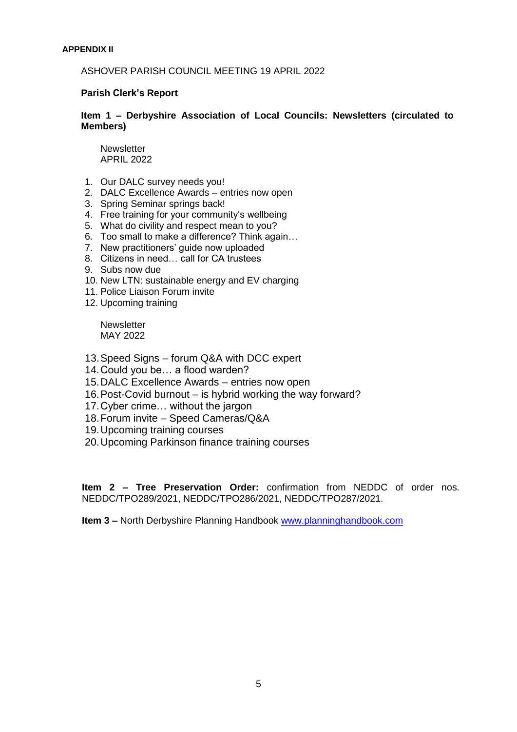**APPENDIX II**

ASHOVER PARISH COUNCIL MEETING 19 APRIL 2022

**Parish Clerk's Report**

**Item 1 – Derbyshire Association of Local Councils: Newsletters (circulated to Members)**

Newsletter
APRIL 2022

1. Our DALC survey needs you!
2. DALC Excellence Awards – entries now open
3. Spring Seminar springs back!
4. Free training for your community's wellbeing
5. What do civility and respect mean to you?
6. Too small to make a difference? Think again…
7. New practitioners' guide now uploaded
8. Citizens in need… call for CA trustees
9. Subs now due
10. New LTN: sustainable energy and EV charging
11. Police Liaison Forum invite
12. Upcoming training

Newsletter
MAY 2022

13. Speed Signs – forum Q&A with DCC expert
14. Could you be… a flood warden?
15. DALC Excellence Awards – entries now open
16. Post-Covid burnout – is hybrid working the way forward?
17. Cyber crime… without the jargon
18. Forum invite – Speed Cameras/Q&A
19. Upcoming training courses
20. Upcoming Parkinson finance training courses

**Item 2 – Tree Preservation Order:** confirmation from NEDDC of order nos. NEDDC/TPO289/2021, NEDDC/TPO286/2021, NEDDC/TPO287/2021.

**Item 3 –** North Derbyshire Planning Handbook [www.planninghandbook.com](www.planninghandbook.com)